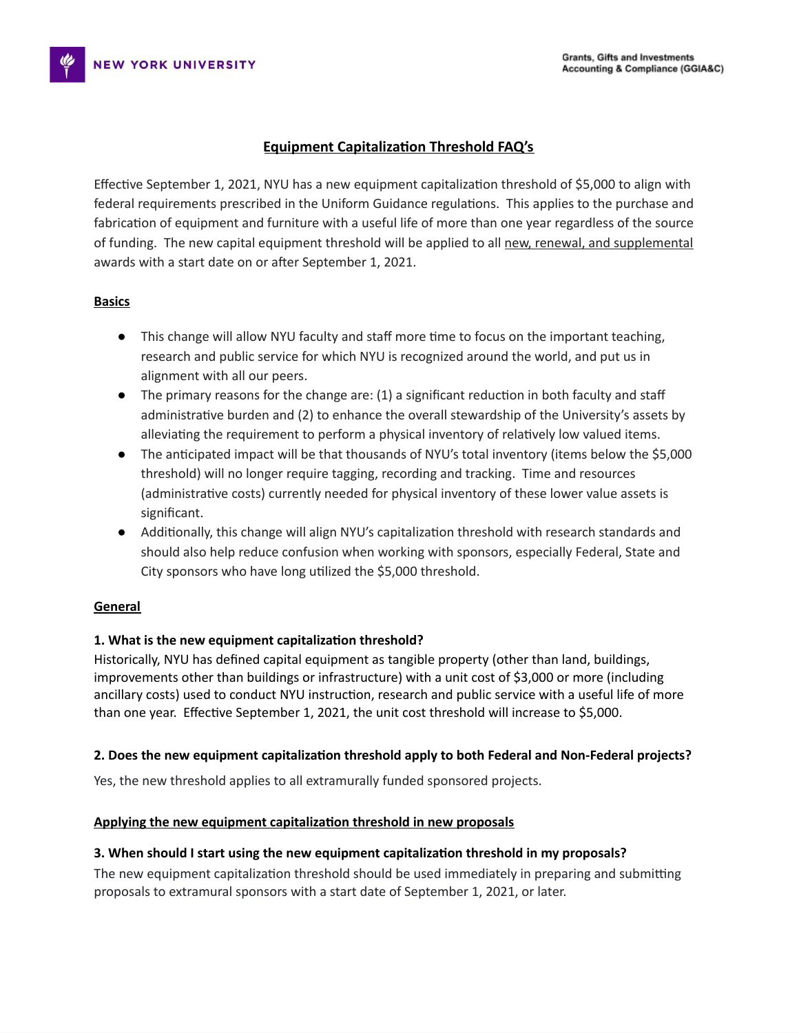NEW YORK UNIVERSITY

Grants, Gifts and Investments
Accounting & Compliance (GGIA&C)

# Equipment Capitalization Threshold FAQ's

Effective September 1, 2021, NYU has a new equipment capitalization threshold of $5,000 to align with federal requirements prescribed in the Uniform Guidance regulations. This applies to the purchase and fabrication of equipment and furniture with a useful life of more than one year regardless of the source of funding. The new capital equipment threshold will be applied to all new, renewal, and supplemental awards with a start date on or after September 1, 2021.

## Basics

- This change will allow NYU faculty and staff more time to focus on the important teaching, research and public service for which NYU is recognized around the world, and put us in alignment with all our peers.
- The primary reasons for the change are: (1) a significant reduction in both faculty and staff administrative burden and (2) to enhance the overall stewardship of the University's assets by alleviating the requirement to perform a physical inventory of relatively low valued items.
- The anticipated impact will be that thousands of NYU's total inventory (items below the $5,000 threshold) will no longer require tagging, recording and tracking. Time and resources (administrative costs) currently needed for physical inventory of these lower value assets is significant.
- Additionally, this change will align NYU's capitalization threshold with research standards and should also help reduce confusion when working with sponsors, especially Federal, State and City sponsors who have long utilized the $5,000 threshold.

## General

### 1. What is the new equipment capitalization threshold?

Historically, NYU has defined capital equipment as tangible property (other than land, buildings, improvements other than buildings or infrastructure) with a unit cost of $3,000 or more (including ancillary costs) used to conduct NYU instruction, research and public service with a useful life of more than one year. Effective September 1, 2021, the unit cost threshold will increase to $5,000.

### 2. Does the new equipment capitalization threshold apply to both Federal and Non-Federal projects?

Yes, the new threshold applies to all extramurally funded sponsored projects.

## Applying the new equipment capitalization threshold in new proposals

### 3. When should I start using the new equipment capitalization threshold in my proposals?

The new equipment capitalization threshold should be used immediately in preparing and submitting proposals to extramural sponsors with a start date of September 1, 2021, or later.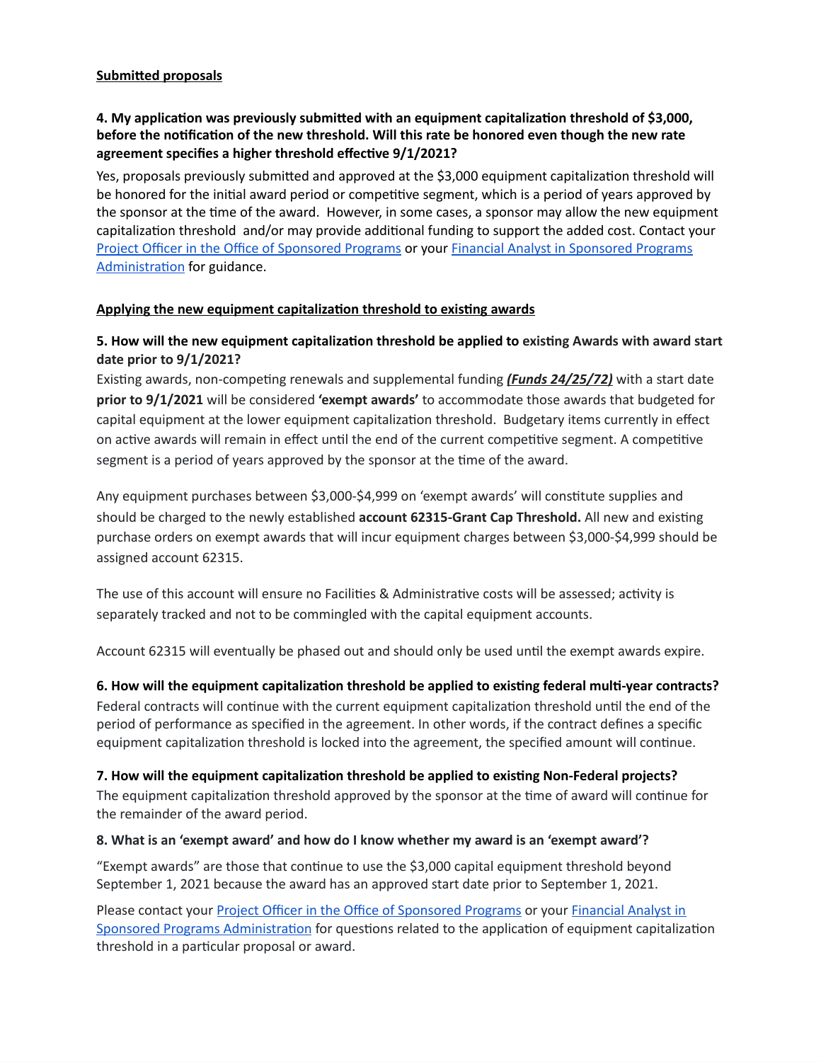**Submitted proposals**

**4. My application was previously submitted with an equipment capitalization threshold of $3,000, before the notification of the new threshold. Will this rate be honored even though the new rate agreement specifies a higher threshold effective 9/1/2021?**

Yes, proposals previously submitted and approved at the $3,000 equipment capitalization threshold will be honored for the initial award period or competitive segment, which is a period of years approved by the sponsor at the time of the award. However, in some cases, a sponsor may allow the new equipment capitalization threshold and/or may provide additional funding to support the added cost. Contact your Project Officer in the Office of Sponsored Programs or your Financial Analyst in Sponsored Programs Administration for guidance.

**Applying the new equipment capitalization threshold to existing awards**

**5. How will the new equipment capitalization threshold be applied to existing Awards with award start date prior to 9/1/2021?**

Existing awards, non-competing renewals and supplemental funding ***(Funds 24/25/72)*** with a start date **prior to 9/1/2021** will be considered **'exempt awards'** to accommodate those awards that budgeted for capital equipment at the lower equipment capitalization threshold. Budgetary items currently in effect on active awards will remain in effect until the end of the current competitive segment. A competitive segment is a period of years approved by the sponsor at the time of the award.

Any equipment purchases between $3,000-$4,999 on 'exempt awards' will constitute supplies and should be charged to the newly established **account 62315-Grant Cap Threshold.** All new and existing purchase orders on exempt awards that will incur equipment charges between $3,000-$4,999 should be assigned account 62315.

The use of this account will ensure no Facilities & Administrative costs will be assessed; activity is separately tracked and not to be commingled with the capital equipment accounts.

Account 62315 will eventually be phased out and should only be used until the exempt awards expire.

**6. How will the equipment capitalization threshold be applied to existing federal multi-year contracts?**

Federal contracts will continue with the current equipment capitalization threshold until the end of the period of performance as specified in the agreement. In other words, if the contract defines a specific equipment capitalization threshold is locked into the agreement, the specified amount will continue.

**7. How will the equipment capitalization threshold be applied to existing Non-Federal projects?**

The equipment capitalization threshold approved by the sponsor at the time of award will continue for the remainder of the award period.

**8. What is an 'exempt award' and how do I know whether my award is an 'exempt award'?**

"Exempt awards" are those that continue to use the $3,000 capital equipment threshold beyond September 1, 2021 because the award has an approved start date prior to September 1, 2021.

Please contact your Project Officer in the Office of Sponsored Programs or your Financial Analyst in Sponsored Programs Administration for questions related to the application of equipment capitalization threshold in a particular proposal or award.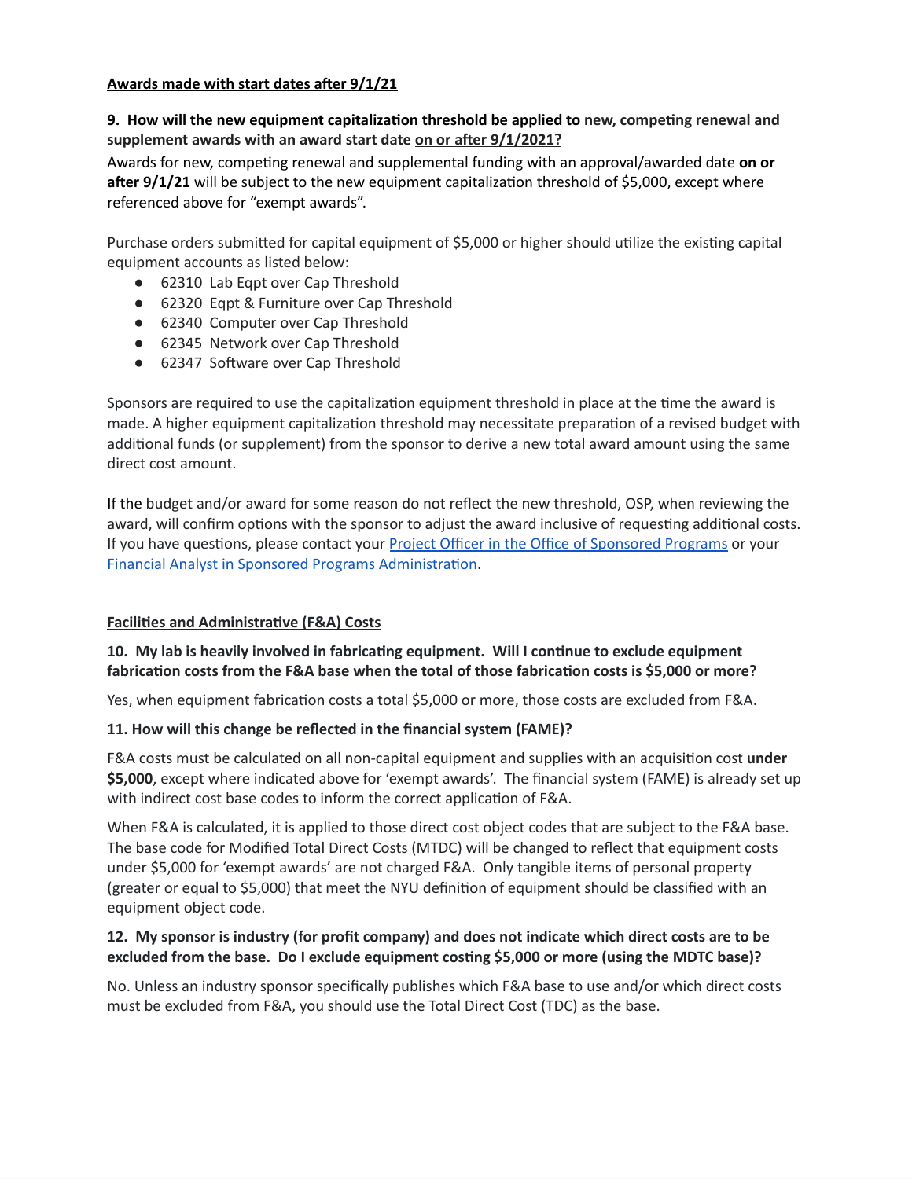**Awards made with start dates after 9/1/21**

**9. How will the new equipment capitalization threshold be applied to new, competing renewal and supplement awards with an award start date on or after 9/1/2021?**

Awards for new, competing renewal and supplemental funding with an approval/awarded date **on or after 9/1/21** will be subject to the new equipment capitalization threshold of $5,000, except where referenced above for "exempt awards".

Purchase orders submitted for capital equipment of $5,000 or higher should utilize the existing capital equipment accounts as listed below:

- 62310 Lab Eqpt over Cap Threshold
- 62320 Eqpt & Furniture over Cap Threshold
- 62340 Computer over Cap Threshold
- 62345 Network over Cap Threshold
- 62347 Software over Cap Threshold

Sponsors are required to use the capitalization equipment threshold in place at the time the award is made. A higher equipment capitalization threshold may necessitate preparation of a revised budget with additional funds (or supplement) from the sponsor to derive a new total award amount using the same direct cost amount.

If the budget and/or award for some reason do not reflect the new threshold, OSP, when reviewing the award, will confirm options with the sponsor to adjust the award inclusive of requesting additional costs. If you have questions, please contact your Project Officer in the Office of Sponsored Programs or your Financial Analyst in Sponsored Programs Administration.

**Facilities and Administrative (F&A) Costs**

**10. My lab is heavily involved in fabricating equipment. Will I continue to exclude equipment fabrication costs from the F&A base when the total of those fabrication costs is $5,000 or more?**

Yes, when equipment fabrication costs a total $5,000 or more, those costs are excluded from F&A.

**11. How will this change be reflected in the financial system (FAME)?**

F&A costs must be calculated on all non-capital equipment and supplies with an acquisition cost **under $5,000**, except where indicated above for 'exempt awards'. The financial system (FAME) is already set up with indirect cost base codes to inform the correct application of F&A.

When F&A is calculated, it is applied to those direct cost object codes that are subject to the F&A base. The base code for Modified Total Direct Costs (MTDC) will be changed to reflect that equipment costs under $5,000 for 'exempt awards' are not charged F&A. Only tangible items of personal property (greater or equal to $5,000) that meet the NYU definition of equipment should be classified with an equipment object code.

**12. My sponsor is industry (for profit company) and does not indicate which direct costs are to be excluded from the base. Do I exclude equipment costing $5,000 or more (using the MDTC base)?**

No. Unless an industry sponsor specifically publishes which F&A base to use and/or which direct costs must be excluded from F&A, you should use the Total Direct Cost (TDC) as the base.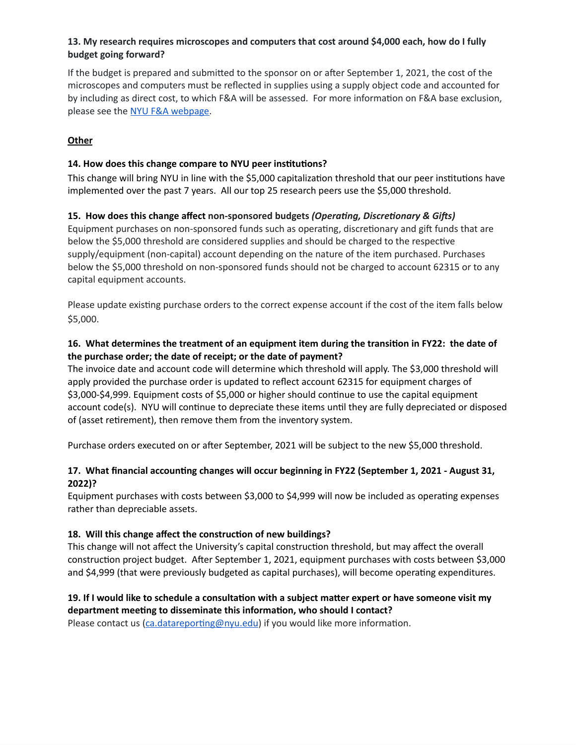**13. My research requires microscopes and computers that cost around $4,000 each, how do I fully budget going forward?**

If the budget is prepared and submitted to the sponsor on or after September 1, 2021, the cost of the microscopes and computers must be reflected in supplies using a supply object code and accounted for by including as direct cost, to which F&A will be assessed. For more information on F&A base exclusion, please see the [NYU F&A webpage](NYU F&A webpage).

**Other**

**14. How does this change compare to NYU peer institutions?**

This change will bring NYU in line with the $5,000 capitalization threshold that our peer institutions have implemented over the past 7 years. All our top 25 research peers use the $5,000 threshold.

**15. How does this change affect non-sponsored budgets *(Operating, Discretionary & Gifts)***

Equipment purchases on non-sponsored funds such as operating, discretionary and gift funds that are below the $5,000 threshold are considered supplies and should be charged to the respective supply/equipment (non-capital) account depending on the nature of the item purchased. Purchases below the $5,000 threshold on non-sponsored funds should not be charged to account 62315 or to any capital equipment accounts.

Please update existing purchase orders to the correct expense account if the cost of the item falls below $5,000.

**16. What determines the treatment of an equipment item during the transition in FY22: the date of the purchase order; the date of receipt; or the date of payment?**

The invoice date and account code will determine which threshold will apply. The $3,000 threshold will apply provided the purchase order is updated to reflect account 62315 for equipment charges of $3,000-$4,999. Equipment costs of $5,000 or higher should continue to use the capital equipment account code(s). NYU will continue to depreciate these items until they are fully depreciated or disposed of (asset retirement), then remove them from the inventory system.

Purchase orders executed on or after September, 2021 will be subject to the new $5,000 threshold.

**17. What financial accounting changes will occur beginning in FY22 (September 1, 2021 - August 31, 2022)?**

Equipment purchases with costs between $3,000 to $4,999 will now be included as operating expenses rather than depreciable assets.

**18. Will this change affect the construction of new buildings?**

This change will not affect the University's capital construction threshold, but may affect the overall construction project budget. After September 1, 2021, equipment purchases with costs between $3,000 and $4,999 (that were previously budgeted as capital purchases), will become operating expenditures.

**19. If I would like to schedule a consultation with a subject matter expert or have someone visit my department meeting to disseminate this information, who should I contact?**

Please contact us ([ca.datareporting@nyu.edu](mailto:ca.datareporting@nyu.edu)) if you would like more information.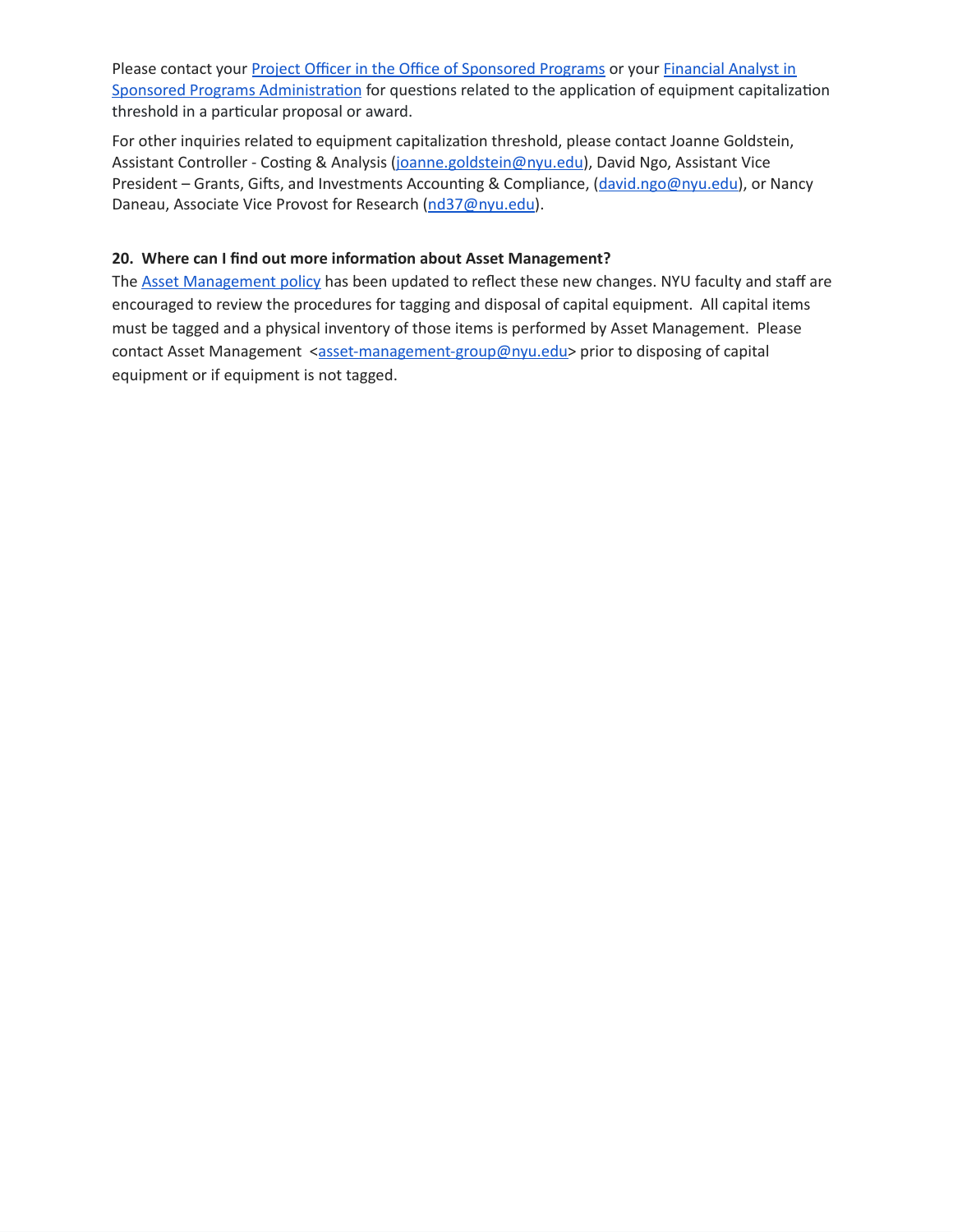Please contact your Project Officer in the Office of Sponsored Programs or your Financial Analyst in Sponsored Programs Administration for questions related to the application of equipment capitalization threshold in a particular proposal or award.

For other inquiries related to equipment capitalization threshold, please contact Joanne Goldstein, Assistant Controller - Costing & Analysis (joanne.goldstein@nyu.edu), David Ngo, Assistant Vice President – Grants, Gifts, and Investments Accounting & Compliance, (david.ngo@nyu.edu), or Nancy Daneau, Associate Vice Provost for Research (nd37@nyu.edu).

**20. Where can I find out more information about Asset Management?**

The Asset Management policy has been updated to reflect these new changes. NYU faculty and staff are encouraged to review the procedures for tagging and disposal of capital equipment. All capital items must be tagged and a physical inventory of those items is performed by Asset Management. Please contact Asset Management <asset-management-group@nyu.edu> prior to disposing of capital equipment or if equipment is not tagged.